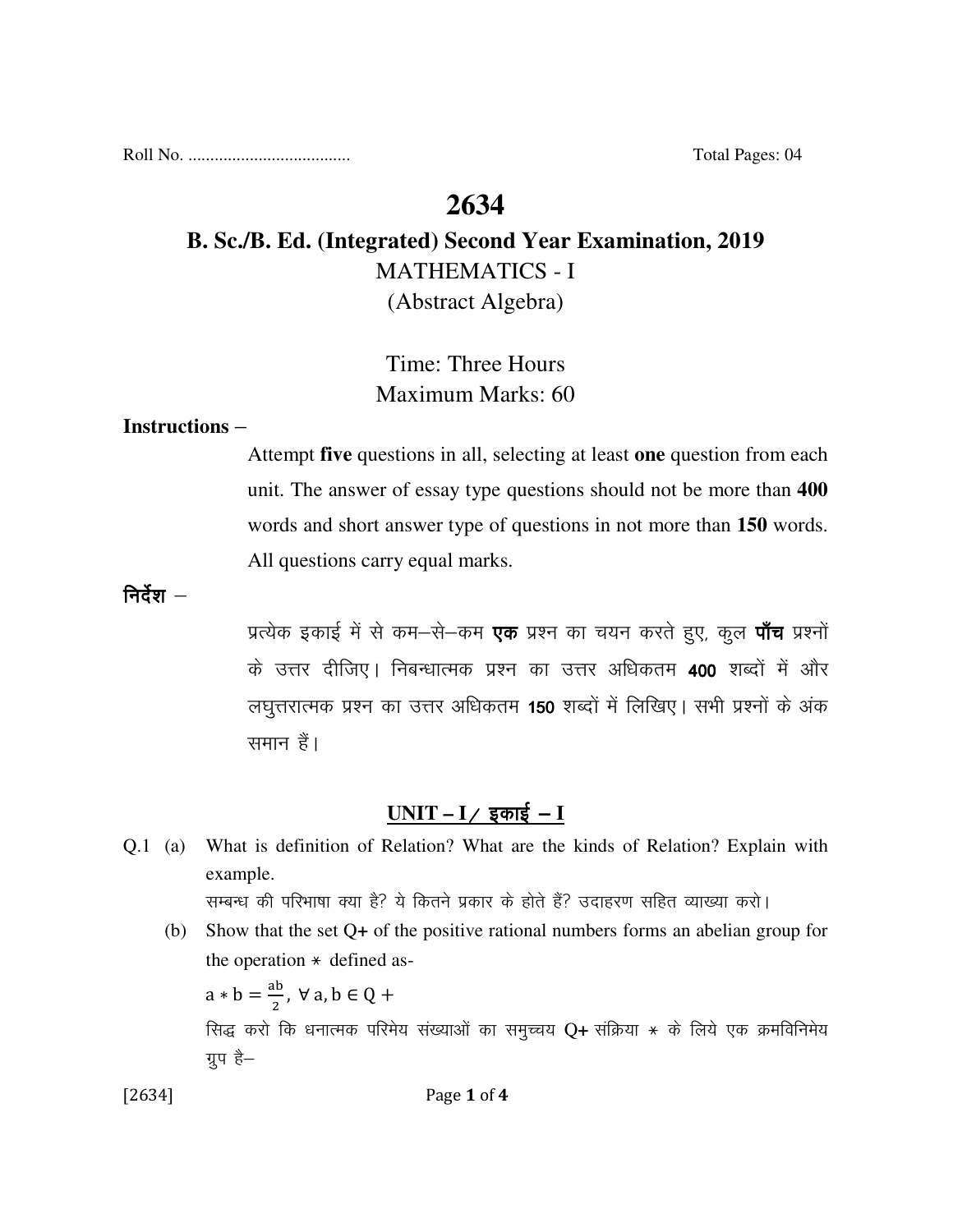Roll No. .................................... Total Pages: 04

# 2634

## B. Sc./B. Ed. (Integrated) Second Year Examination, 2019

MATHEMATICS - I

(Abstract Algebra)

Time: Three Hours

Maximum Marks: 60

**Instructions –**

Attempt **five** questions in all, selecting at least **one** question from each unit. The answer of essay type questions should not be more than **400** words and short answer type of questions in not more than **150** words. All questions carry equal marks.

**निर्देश –**

प्रत्येक इकाई में से कम–से–कम **एक** प्रश्न का चयन करते हुए, कुल **पाँच** प्रश्नों के उत्तर दीजिए। निबन्धात्मक प्रश्न का उत्तर अधिकतम **400** शब्दों में और लघुत्तरात्मक प्रश्न का उत्तर अधिकतम **150** शब्दों में लिखिए। सभी प्रश्नों के अंक समान हैं।

### UNIT – I / इकाई – I

Q.1 (a) What is definition of Relation? What are the kinds of Relation? Explain with example.

सम्बन्ध की परिभाषा क्या है? ये कितने प्रकार के होते हैं? उदाहरण सहित व्याख्या करो।

(b) Show that the set Q+ of the positive rational numbers forms an abelian group for the operation $*$ defined as-

$a * b = \frac{ab}{2}, \; \forall\, a, b \in Q+$

सिद्ध करो कि धनात्मक परिमेय संख्याओं का समुच्चय Q+ संक्रिया $*$ के लिये एक क्रमविनिमेय ग्रुप है–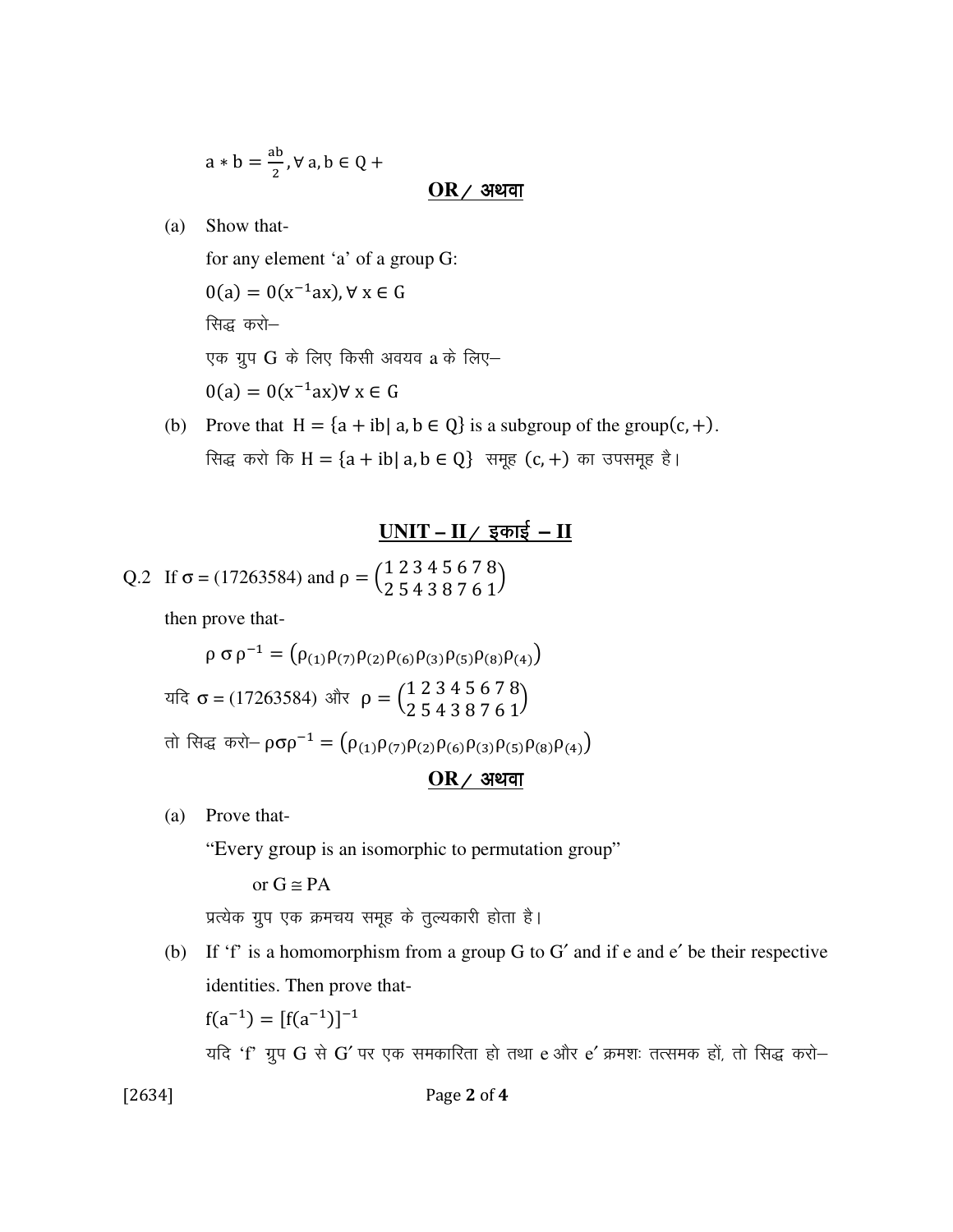$a * b = \frac{ab}{2}, \forall\, a, b \in Q+$

**OR / अथवा**

(a) Show that-

for any element 'a' of a group G:

$0(a) = 0(x^{-1}ax), \forall\, x \in G$

सिद्ध करो–

एक ग्रुप G के लिए किसी अवयव a के लिए–

$0(a) = 0(x^{-1}ax) \forall\, x \in G$

(b) Prove that $H = \{a + ib |\, a, b \in Q\}$ is a subgroup of the group$(c, +)$.

सिद्ध करो कि $H = \{a + ib |\, a, b \in Q\}$ समूह $(c, +)$ का उपसमूह है।

## UNIT – II / इकाई – II

Q.2 If σ = (17263584) and $\rho = \begin{pmatrix} 1\,2\,3\,4\,5\,6\,7\,8 \\ 2\,5\,4\,3\,8\,7\,6\,1 \end{pmatrix}$

then prove that-

$$\rho\, \sigma\, \rho^{-1} = \left(\rho_{(1)}\rho_{(7)}\rho_{(2)}\rho_{(6)}\rho_{(3)}\rho_{(5)}\rho_{(8)}\rho_{(4)}\right)$$

यदि σ = (17263584) और $\rho = \begin{pmatrix} 1\,2\,3\,4\,5\,6\,7\,8 \\ 2\,5\,4\,3\,8\,7\,6\,1 \end{pmatrix}$

तो सिद्ध करो– $\rho\sigma\rho^{-1} = \left(\rho_{(1)}\rho_{(7)}\rho_{(2)}\rho_{(6)}\rho_{(3)}\rho_{(5)}\rho_{(8)}\rho_{(4)}\right)$

**OR / अथवा**

(a) Prove that-

"Every group is an isomorphic to permutation group"

or $G \cong PA$

प्रत्येक ग्रुप एक क्रमचय समूह के तुल्यकारी होता है।

(b) If 'f' is a homomorphism from a group G to G′ and if e and e′ be their respective identities. Then prove that-

$f(a^{-1}) = [f(a^{-1})]^{-1}$

यदि 'f' ग्रुप G से G′ पर एक समकारिता हो तथा e और e′ क्रमशः तत्समक हों, तो सिद्ध करो–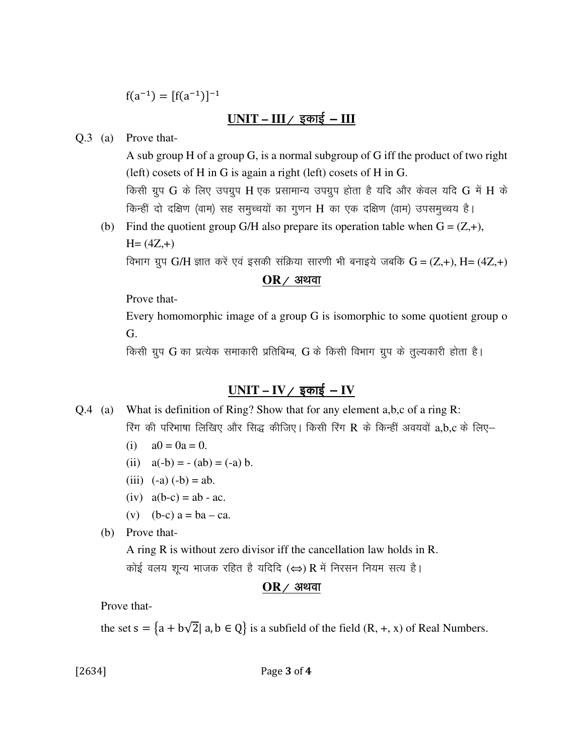$f(a^{-1}) = [f(a^{-1})]^{-1}$

## UNIT – III / इकाई – III

Q.3 (a) Prove that-

A sub group H of a group G, is a normal subgroup of G iff the product of two right (left) cosets of H in G is again a right (left) cosets of H in G.

किसी ग्रुप G के लिए उपग्रुप H एक प्रसामान्य उपग्रुप होता है यदि और केवल यदि G में H के किन्हीं दो दक्षिण (वाम) सह समुच्चयों का गुणन H का एक दक्षिण (वाम) उपसमुच्चय है।

(b) Find the quotient group G/H also prepare its operation table when G = (Z,+), H= (4Z,+)

विभाग ग्रुप G/H ज्ञात करें एवं इसकी संक्रिया सारणी भी बनाइये जबकि G = (Z,+), H= (4Z,+)

**OR / अथवा**

Prove that-

Every homomorphic image of a group G is isomorphic to some quotient group o G.

किसी ग्रुप G का प्रत्येक समाकारी प्रतिबिम्ब, G के किसी विभाग ग्रुप के तुल्यकारी होता है।

## UNIT – IV / इकाई – IV

Q.4 (a) What is definition of Ring? Show that for any element a,b,c of a ring R:

रिंग की परिभाषा लिखिए और सिद्ध कीजिए। किसी रिंग R के किन्हीं अवयवों a,b,c के लिए–

(i) $a0 = 0a = 0.$

(ii) $a(-b) = -(ab) = (-a)b.$

(iii) $(-a)(-b) = ab.$

(iv) $a(b-c) = ab - ac.$

(v) $(b-c)a = ba - ca.$

(b) Prove that-

A ring R is without zero divisor iff the cancellation law holds in R.

कोई वलय शून्य भाजक रहित है यदिदि (⇔) R में निरसन नियम सत्य है।

**OR / अथवा**

Prove that-

the set $s = \{a + b\sqrt{2} | a, b \in Q\}$ is a subfield of the field (R, +, x) of Real Numbers.

[2634]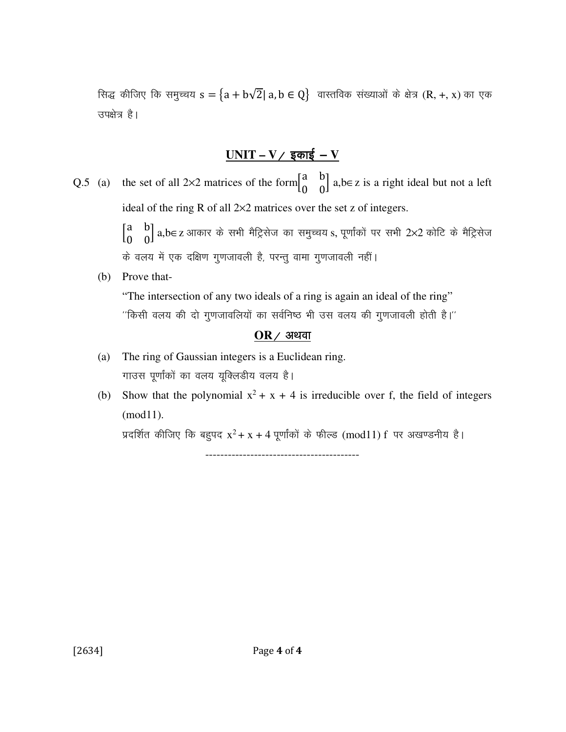सिद्ध कीजिए कि समुच्चय $s = \{a + b\sqrt{2} | a, b \in Q\}$ वास्तविक संख्याओं के क्षेत्र (R, +, x) का एक उपक्षेत्र है।

## UNIT – V / इकाई – V

Q.5 (a) the set of all 2×2 matrices of the form $\begin{bmatrix} a & b \\ 0 & 0 \end{bmatrix}$ a,b∈ z is a right ideal but not a left ideal of the ring R of all 2×2 matrices over the set z of integers.

$\begin{bmatrix} a & b \\ 0 & 0 \end{bmatrix}$ a,b∈ z आकार के सभी मैट्रिसेज का समुच्चय s, पूर्णांकों पर सभी 2×2 कोटि के मैट्रिसेज के वलय में एक दक्षिण गुणजावली है, परन्तु वामा गुणजावली नहीं।

(b) Prove that-

"The intersection of any two ideals of a ring is again an ideal of the ring"

''किसी वलय की दो गुणजावलियों का सर्वनिष्ठ भी उस वलय की गुणजावली होती है।''

**OR / अथवा**

(a) The ring of Gaussian integers is a Euclidean ring.

गाउस पूर्णांकों का वलय यूक्लिडीय वलय है।

(b) Show that the polynomial $x^2 + x + 4$ is irreducible over f, the field of integers (mod11).

प्रदर्शित कीजिए कि बहुपद $x^2 + x + 4$ पूर्णांकों के फील्ड (mod11) f पर अखण्डनीय है।

-----------------------------------------